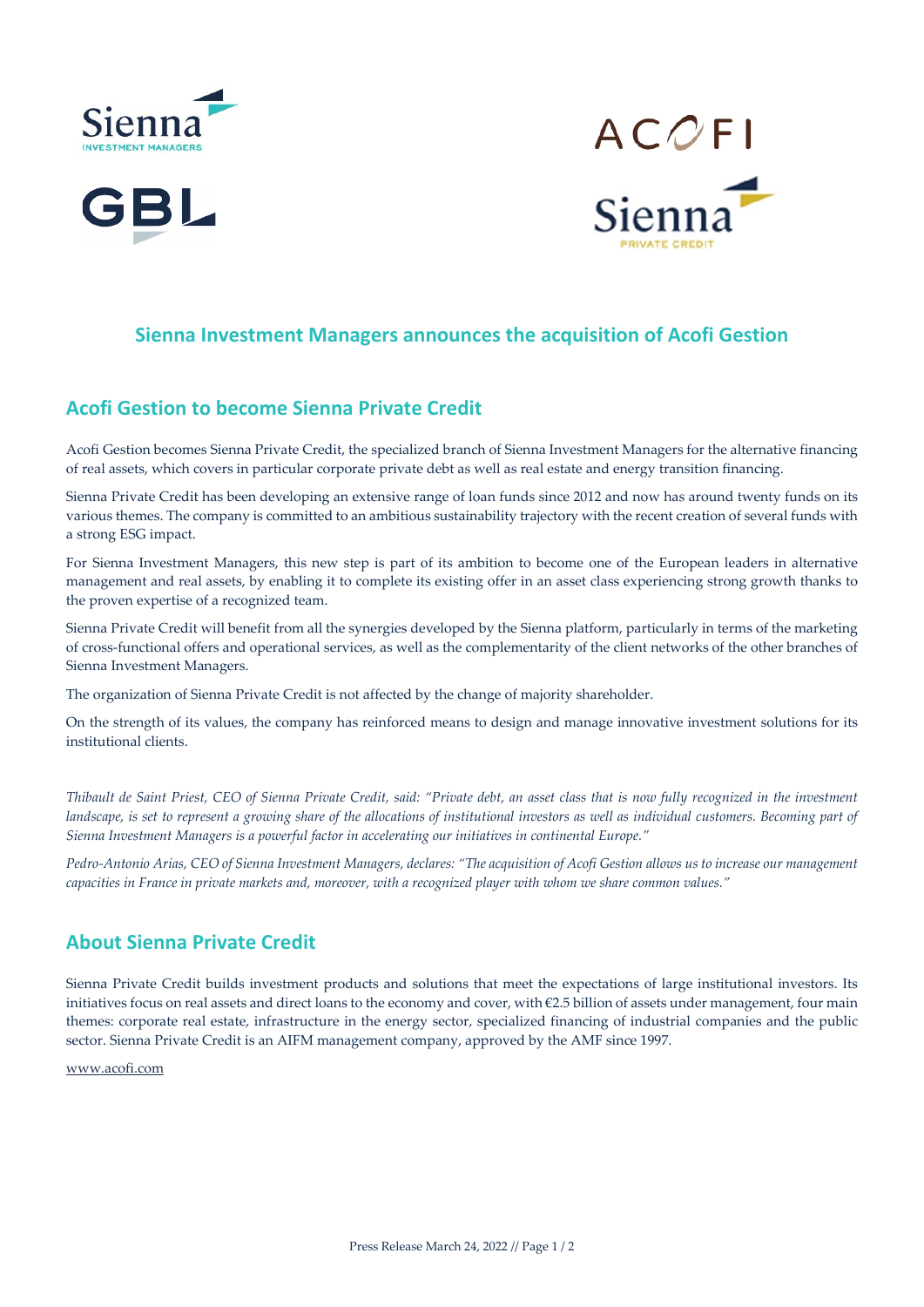# Sienna Investment Managers announces the acquisition of Acofi Gestion

## Acofi Gestion to become Sienna Private Credit

Acofi Gestion becomes Sienna Private Credit, the specialized branch of Sienna Investment Managers for the alternative financing of real assets, which covers in particular corporate private debt as well as real estate and energy transition financing.

Sienna Private Credit has been developing an extensive range of loan funds since 2012 and now has around twenty funds on its various themes. The company is committed to an ambitious sustainability trajectory with the recent creation of several funds with a strong ESG impact.

For Sienna Investment Managers, this new step is part of its ambition to become one of the European leaders in alternative management and real assets, by enabling it to complete its existing offer in an asset class experiencing strong growth thanks to the proven expertise of a recognized team.

Sienna Private Credit will benefit from all the synergies developed by the Sienna platform, particularly in terms of the marketing of cross-functional offers and operational services, as well as the complementarity of the client networks of the other branches of Sienna Investment Managers.

The organization of Sienna Private Credit is not affected by the change of majority shareholder.

On the strength of its values, the company has reinforced means to design and manage innovative investment solutions for its institutional clients.

*Thibault de Saint Priest, CEO of Sienna Private Credit, said: "Private debt, an asset class that is now fully recognized in the investment landscape, is set to represent a growing share of the allocations of institutional investors as well as individual customers. Becoming part of Sienna Investment Managers is a powerful factor in accelerating our initiatives in continental Europe."*

*Pedro-Antonio Arias, CEO of Sienna Investment Managers, declares: "The acquisition of Acofi Gestion allows us to increase our management capacities in France in private markets and, moreover, with a recognized player with whom we share common values."*

## About Sienna Private Credit

Sienna Private Credit builds investment products and solutions that meet the expectations of large institutional investors. Its initiatives focus on real assets and direct loans to the economy and cover, with €2.5 billion of assets under management, four main themes: corporate real estate, infrastructure in the energy sector, specialized financing of industrial companies and the public sector. Sienna Private Credit is an AIFM management company, approved by the AMF since 1997.

www.acofi.com

Press Release March 24, 2022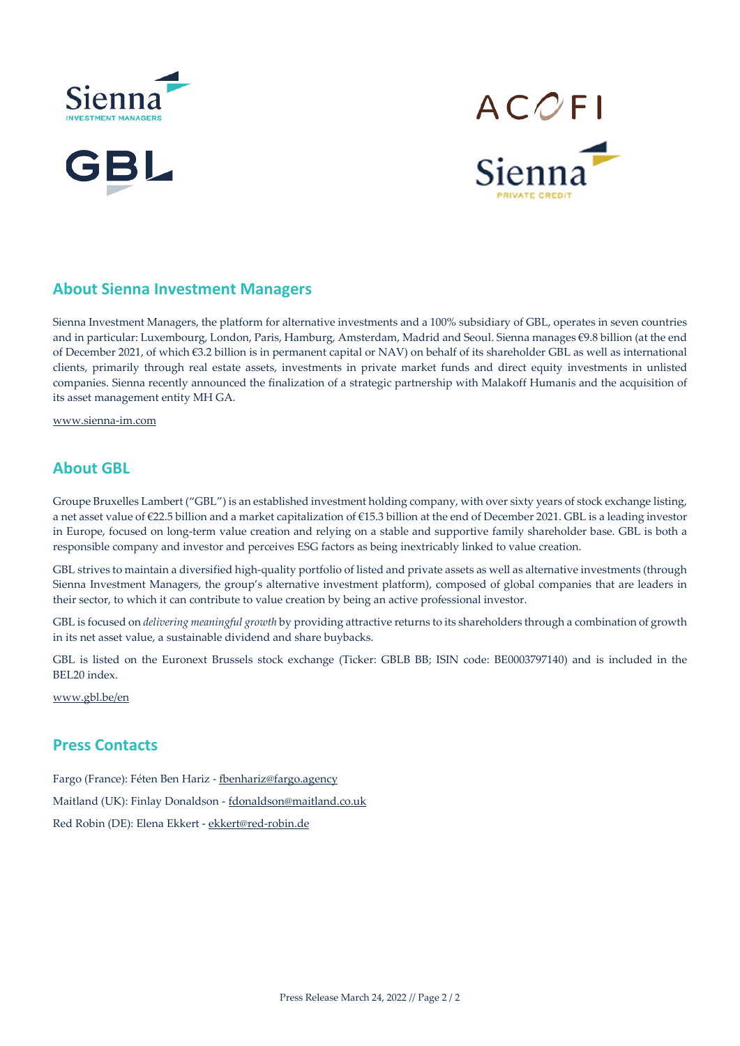## About Sienna Investment Managers

Sienna Investment Managers, the platform for alternative investments and a 100% subsidiary of GBL, operates in seven countries and in particular: Luxembourg, London, Paris, Hamburg, Amsterdam, Madrid and Seoul. Sienna manages €9.8 billion (at the end of December 2021, of which €3.2 billion is in permanent capital or NAV) on behalf of its shareholder GBL as well as international clients, primarily through real estate assets, investments in private market funds and direct equity investments in unlisted companies. Sienna recently announced the finalization of a strategic partnership with Malakoff Humanis and the acquisition of its asset management entity MH GA.

www.sienna-im.com

## About GBL

Groupe Bruxelles Lambert ("GBL") is an established investment holding company, with over sixty years of stock exchange listing, a net asset value of €22.5 billion and a market capitalization of €15.3 billion at the end of December 2021. GBL is a leading investor in Europe, focused on long-term value creation and relying on a stable and supportive family shareholder base. GBL is both a responsible company and investor and perceives ESG factors as being inextricably linked to value creation.

GBL strives to maintain a diversified high-quality portfolio of listed and private assets as well as alternative investments (through Sienna Investment Managers, the group's alternative investment platform), composed of global companies that are leaders in their sector, to which it can contribute to value creation by being an active professional investor.

GBL is focused on *delivering meaningful growth* by providing attractive returns to its shareholders through a combination of growth in its net asset value, a sustainable dividend and share buybacks.

GBL is listed on the Euronext Brussels stock exchange (Ticker: GBLB BB; ISIN code: BE0003797140) and is included in the BEL20 index.

www.gbl.be/en

## Press Contacts

Fargo (France): Féten Ben Hariz - fbenhariz@fargo.agency

Maitland (UK): Finlay Donaldson - fdonaldson@maitland.co.uk

Red Robin (DE): Elena Ekkert - ekkert@red-robin.de